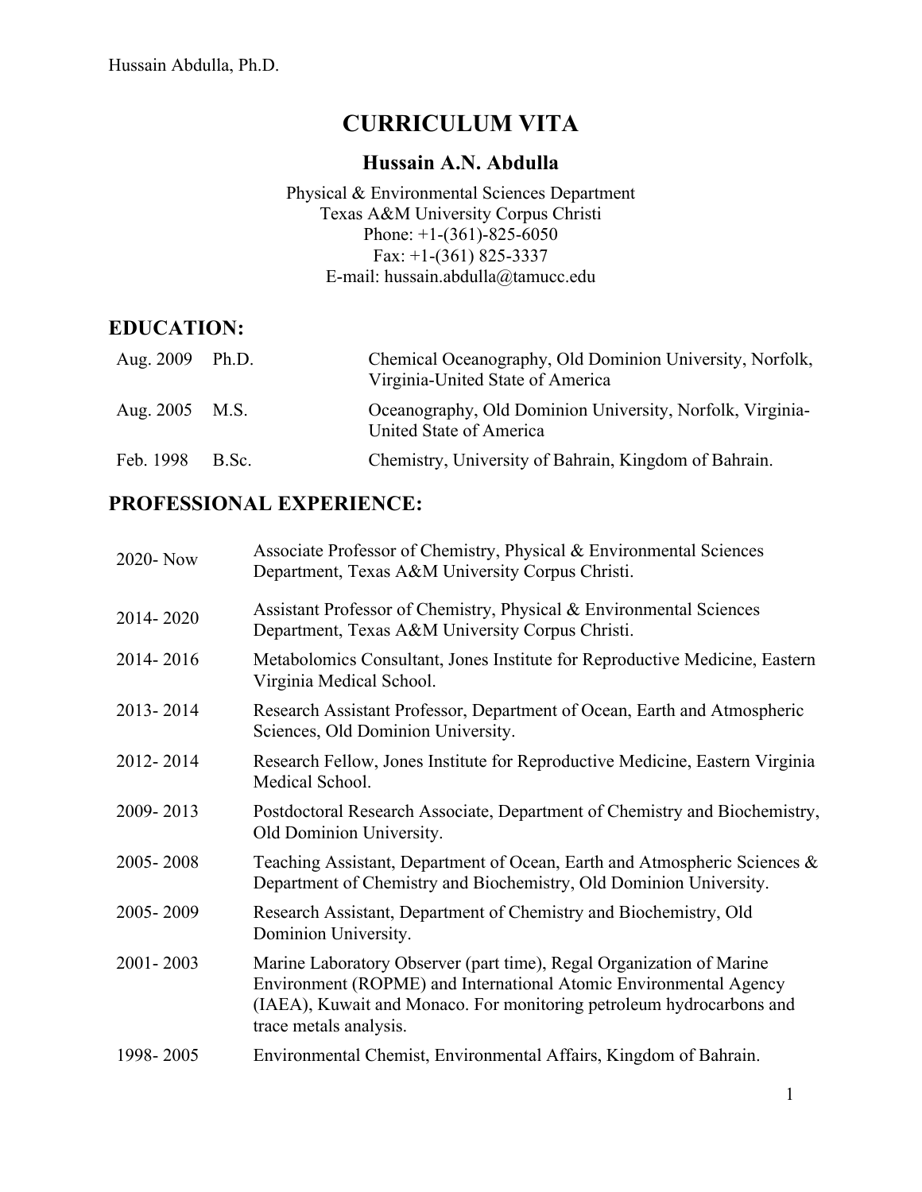# CURRICULUM VITA

## Hussain A.N. Abdulla

Physical & Environmental Sciences Department
Texas A&M University Corpus Christi
Phone: +1-(361)-825-6050
Fax: +1-(361) 825-3337
E-mail: hussain.abdulla@tamucc.edu

## EDUCATION:

| | | |
|---|---|---|
| Aug. 2009 | Ph.D. | Chemical Oceanography, Old Dominion University, Norfolk, Virginia-United State of America |
| Aug. 2005 | M.S. | Oceanography, Old Dominion University, Norfolk, Virginia-United State of America |
| Feb. 1998 | B.Sc. | Chemistry, University of Bahrain, Kingdom of Bahrain. |

## PROFESSIONAL EXPERIENCE:

| | |
|---|---|
| 2020- Now | Associate Professor of Chemistry, Physical & Environmental Sciences Department, Texas A&M University Corpus Christi. |
| 2014- 2020 | Assistant Professor of Chemistry, Physical & Environmental Sciences Department, Texas A&M University Corpus Christi. |
| 2014- 2016 | Metabolomics Consultant, Jones Institute for Reproductive Medicine, Eastern Virginia Medical School. |
| 2013- 2014 | Research Assistant Professor, Department of Ocean, Earth and Atmospheric Sciences, Old Dominion University. |
| 2012- 2014 | Research Fellow, Jones Institute for Reproductive Medicine, Eastern Virginia Medical School. |
| 2009- 2013 | Postdoctoral Research Associate, Department of Chemistry and Biochemistry, Old Dominion University. |
| 2005- 2008 | Teaching Assistant, Department of Ocean, Earth and Atmospheric Sciences & Department of Chemistry and Biochemistry, Old Dominion University. |
| 2005- 2009 | Research Assistant, Department of Chemistry and Biochemistry, Old Dominion University. |
| 2001- 2003 | Marine Laboratory Observer (part time), Regal Organization of Marine Environment (ROPME) and International Atomic Environmental Agency (IAEA), Kuwait and Monaco. For monitoring petroleum hydrocarbons and trace metals analysis. |
| 1998- 2005 | Environmental Chemist, Environmental Affairs, Kingdom of Bahrain. |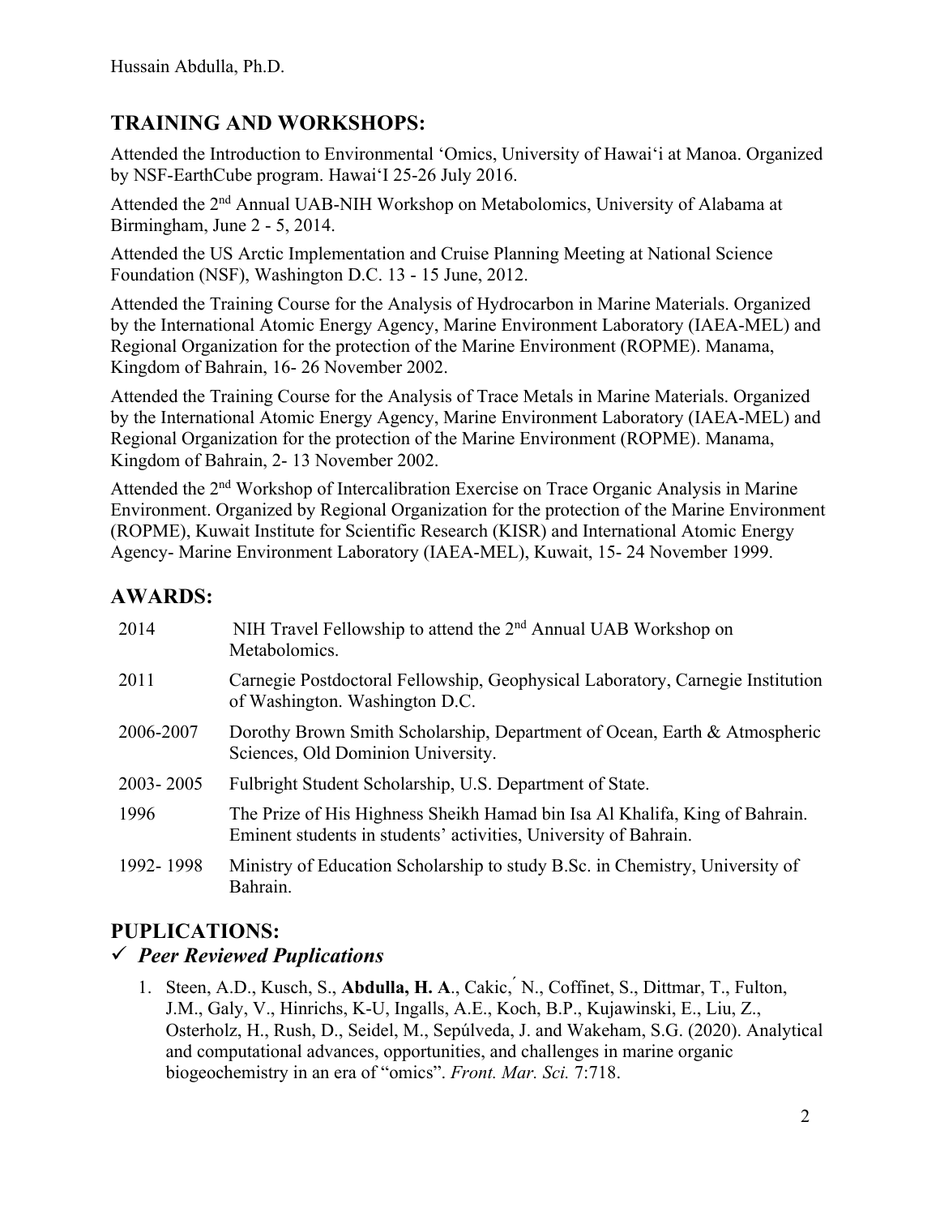## TRAINING AND WORKSHOPS:

Attended the Introduction to Environmental 'Omics, University of Hawai'i at Manoa. Organized by NSF-EarthCube program. Hawai'I 25-26 July 2016.

Attended the 2nd Annual UAB-NIH Workshop on Metabolomics, University of Alabama at Birmingham, June 2 - 5, 2014.

Attended the US Arctic Implementation and Cruise Planning Meeting at National Science Foundation (NSF), Washington D.C. 13 - 15 June, 2012.

Attended the Training Course for the Analysis of Hydrocarbon in Marine Materials. Organized by the International Atomic Energy Agency, Marine Environment Laboratory (IAEA-MEL) and Regional Organization for the protection of the Marine Environment (ROPME). Manama, Kingdom of Bahrain, 16- 26 November 2002.

Attended the Training Course for the Analysis of Trace Metals in Marine Materials. Organized by the International Atomic Energy Agency, Marine Environment Laboratory (IAEA-MEL) and Regional Organization for the protection of the Marine Environment (ROPME). Manama, Kingdom of Bahrain, 2- 13 November 2002.

Attended the 2nd Workshop of Intercalibration Exercise on Trace Organic Analysis in Marine Environment. Organized by Regional Organization for the protection of the Marine Environment (ROPME), Kuwait Institute for Scientific Research (KISR) and International Atomic Energy Agency- Marine Environment Laboratory (IAEA-MEL), Kuwait, 15- 24 November 1999.

## AWARDS:

| | |
|---|---|
| 2014 | NIH Travel Fellowship to attend the 2nd Annual UAB Workshop on Metabolomics. |
| 2011 | Carnegie Postdoctoral Fellowship, Geophysical Laboratory, Carnegie Institution of Washington. Washington D.C. |
| 2006-2007 | Dorothy Brown Smith Scholarship, Department of Ocean, Earth & Atmospheric Sciences, Old Dominion University. |
| 2003- 2005 | Fulbright Student Scholarship, U.S. Department of State. |
| 1996 | The Prize of His Highness Sheikh Hamad bin Isa Al Khalifa, King of Bahrain. Eminent students in students' activities, University of Bahrain. |
| 1992- 1998 | Ministry of Education Scholarship to study B.Sc. in Chemistry, University of Bahrain. |

## PUPLICATIONS:

### ✓ *Peer Reviewed Puplications*

1. Steen, A.D., Kusch, S., **Abdulla, H. A**., Cakic,́ N., Coffinet, S., Dittmar, T., Fulton, J.M., Galy, V., Hinrichs, K-U, Ingalls, A.E., Koch, B.P., Kujawinski, E., Liu, Z., Osterholz, H., Rush, D., Seidel, M., Sepúlveda, J. and Wakeham, S.G. (2020). Analytical and computational advances, opportunities, and challenges in marine organic biogeochemistry in an era of "omics". *Front. Mar. Sci.* 7:718.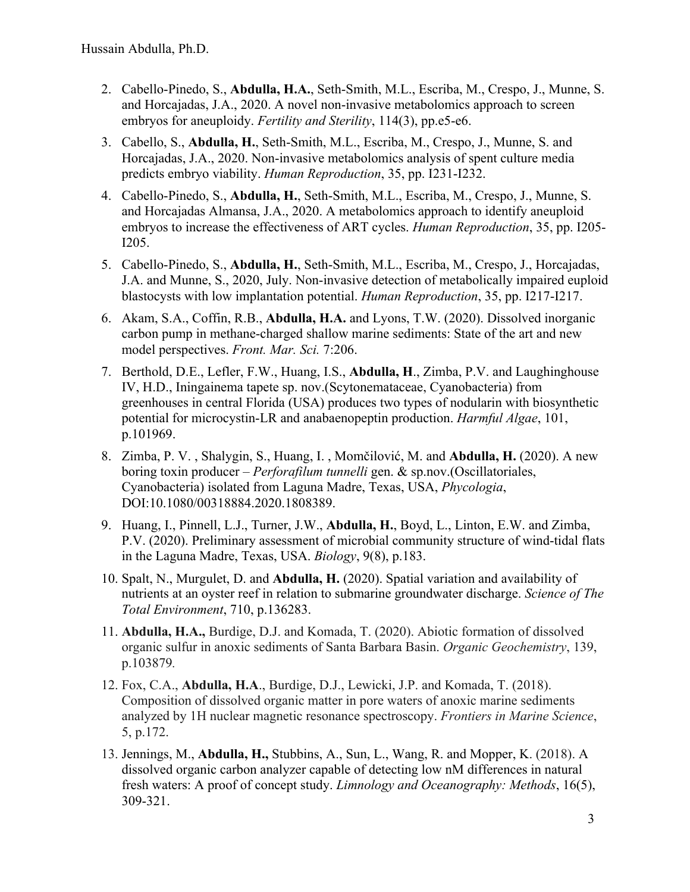2. Cabello-Pinedo, S., **Abdulla, H.A.**, Seth-Smith, M.L., Escriba, M., Crespo, J., Munne, S. and Horcajadas, J.A., 2020. A novel non-invasive metabolomics approach to screen embryos for aneuploidy. *Fertility and Sterility*, 114(3), pp.e5-e6.
3. Cabello, S., **Abdulla, H.**, Seth-Smith, M.L., Escriba, M., Crespo, J., Munne, S. and Horcajadas, J.A., 2020. Non-invasive metabolomics analysis of spent culture media predicts embryo viability. *Human Reproduction*, 35, pp. I231-I232.
4. Cabello-Pinedo, S., **Abdulla, H.**, Seth-Smith, M.L., Escriba, M., Crespo, J., Munne, S. and Horcajadas Almansa, J.A., 2020. A metabolomics approach to identify aneuploid embryos to increase the effectiveness of ART cycles. *Human Reproduction*, 35, pp. I205-I205.
5. Cabello-Pinedo, S., **Abdulla, H.**, Seth-Smith, M.L., Escriba, M., Crespo, J., Horcajadas, J.A. and Munne, S., 2020, July. Non-invasive detection of metabolically impaired euploid blastocysts with low implantation potential. *Human Reproduction*, 35, pp. I217-I217.
6. Akam, S.A., Coffin, R.B., **Abdulla, H.A.** and Lyons, T.W. (2020). Dissolved inorganic carbon pump in methane-charged shallow marine sediments: State of the art and new model perspectives. *Front. Mar. Sci.* 7:206.
7. Berthold, D.E., Lefler, F.W., Huang, I.S., **Abdulla, H**., Zimba, P.V. and Laughinghouse IV, H.D., Iningainema tapete sp. nov.(Scytonemataceae, Cyanobacteria) from greenhouses in central Florida (USA) produces two types of nodularin with biosynthetic potential for microcystin-LR and anabaenopeptin production. *Harmful Algae*, 101, p.101969.
8. Zimba, P. V. , Shalygin, S., Huang, I. , Momčilović, M. and **Abdulla, H.** (2020). A new boring toxin producer – *Perforafilum tunnelli* gen. & sp.nov.(Oscillatoriales, Cyanobacteria) isolated from Laguna Madre, Texas, USA, *Phycologia*, DOI:10.1080/00318884.2020.1808389.
9. Huang, I., Pinnell, L.J., Turner, J.W., **Abdulla, H.**, Boyd, L., Linton, E.W. and Zimba, P.V. (2020). Preliminary assessment of microbial community structure of wind-tidal flats in the Laguna Madre, Texas, USA. *Biology*, 9(8), p.183.
10. Spalt, N., Murgulet, D. and **Abdulla, H.** (2020). Spatial variation and availability of nutrients at an oyster reef in relation to submarine groundwater discharge. *Science of The Total Environment*, 710, p.136283.
11. **Abdulla, H.A.,** Burdige, D.J. and Komada, T. (2020). Abiotic formation of dissolved organic sulfur in anoxic sediments of Santa Barbara Basin. *Organic Geochemistry*, 139, p.103879.
12. Fox, C.A., **Abdulla, H.A**., Burdige, D.J., Lewicki, J.P. and Komada, T. (2018). Composition of dissolved organic matter in pore waters of anoxic marine sediments analyzed by 1H nuclear magnetic resonance spectroscopy. *Frontiers in Marine Science*, 5, p.172.
13. Jennings, M., **Abdulla, H.,** Stubbins, A., Sun, L., Wang, R. and Mopper, K. (2018). A dissolved organic carbon analyzer capable of detecting low nM differences in natural fresh waters: A proof of concept study. *Limnology and Oceanography: Methods*, 16(5), 309-321.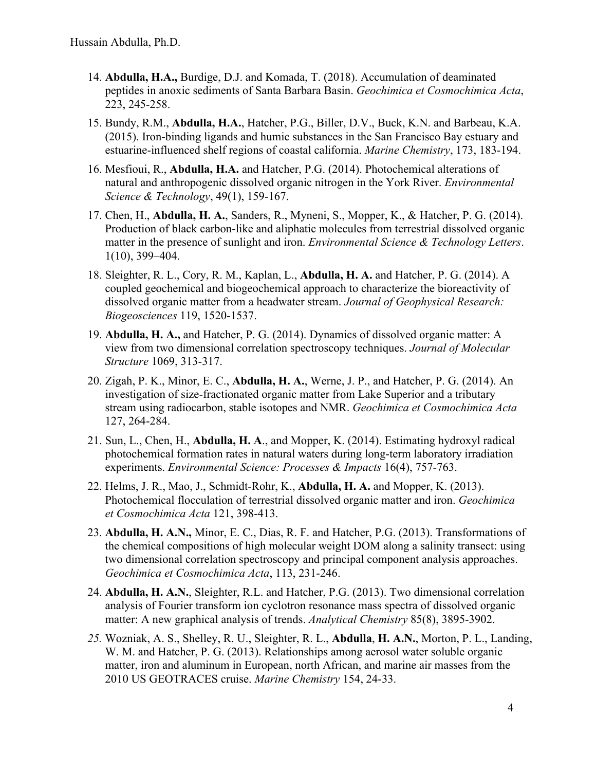14. **Abdulla, H.A.,** Burdige, D.J. and Komada, T. (2018). Accumulation of deaminated peptides in anoxic sediments of Santa Barbara Basin. *Geochimica et Cosmochimica Acta*, 223, 245-258.

15. Bundy, R.M., **Abdulla, H.A.**, Hatcher, P.G., Biller, D.V., Buck, K.N. and Barbeau, K.A. (2015). Iron-binding ligands and humic substances in the San Francisco Bay estuary and estuarine-influenced shelf regions of coastal california. *Marine Chemistry*, 173, 183-194.

16. Mesfioui, R., **Abdulla, H.A.** and Hatcher, P.G. (2014). Photochemical alterations of natural and anthropogenic dissolved organic nitrogen in the York River. *Environmental Science & Technology*, 49(1), 159-167.

17. Chen, H., **Abdulla, H. A.**, Sanders, R., Myneni, S., Mopper, K., & Hatcher, P. G. (2014). Production of black carbon-like and aliphatic molecules from terrestrial dissolved organic matter in the presence of sunlight and iron. *Environmental Science & Technology Letters*. 1(10), 399–404.

18. Sleighter, R. L., Cory, R. M., Kaplan, L., **Abdulla, H. A.** and Hatcher, P. G. (2014). A coupled geochemical and biogeochemical approach to characterize the bioreactivity of dissolved organic matter from a headwater stream. *Journal of Geophysical Research: Biogeosciences* 119, 1520-1537.

19. **Abdulla, H. A.,** and Hatcher, P. G. (2014). Dynamics of dissolved organic matter: A view from two dimensional correlation spectroscopy techniques. *Journal of Molecular Structure* 1069, 313-317.

20. Zigah, P. K., Minor, E. C., **Abdulla, H. A.**, Werne, J. P., and Hatcher, P. G. (2014). An investigation of size-fractionated organic matter from Lake Superior and a tributary stream using radiocarbon, stable isotopes and NMR. *Geochimica et Cosmochimica Acta* 127, 264-284.

21. Sun, L., Chen, H., **Abdulla, H. A**., and Mopper, K. (2014). Estimating hydroxyl radical photochemical formation rates in natural waters during long-term laboratory irradiation experiments. *Environmental Science: Processes & Impacts* 16(4), 757-763.

22. Helms, J. R., Mao, J., Schmidt-Rohr, K., **Abdulla, H. A.** and Mopper, K. (2013). Photochemical flocculation of terrestrial dissolved organic matter and iron. *Geochimica et Cosmochimica Acta* 121, 398-413.

23. **Abdulla, H. A.N.,** Minor, E. C., Dias, R. F. and Hatcher, P.G. (2013). Transformations of the chemical compositions of high molecular weight DOM along a salinity transect: using two dimensional correlation spectroscopy and principal component analysis approaches. *Geochimica et Cosmochimica Acta*, 113, 231-246.

24. **Abdulla, H. A.N.**, Sleighter, R.L. and Hatcher, P.G. (2013). Two dimensional correlation analysis of Fourier transform ion cyclotron resonance mass spectra of dissolved organic matter: A new graphical analysis of trends. *Analytical Chemistry* 85(8), 3895-3902.

25. Wozniak, A. S., Shelley, R. U., Sleighter, R. L., **Abdulla**, **H. A.N.**, Morton, P. L., Landing, W. M. and Hatcher, P. G. (2013). Relationships among aerosol water soluble organic matter, iron and aluminum in European, north African, and marine air masses from the 2010 US GEOTRACES cruise. *Marine Chemistry* 154, 24-33.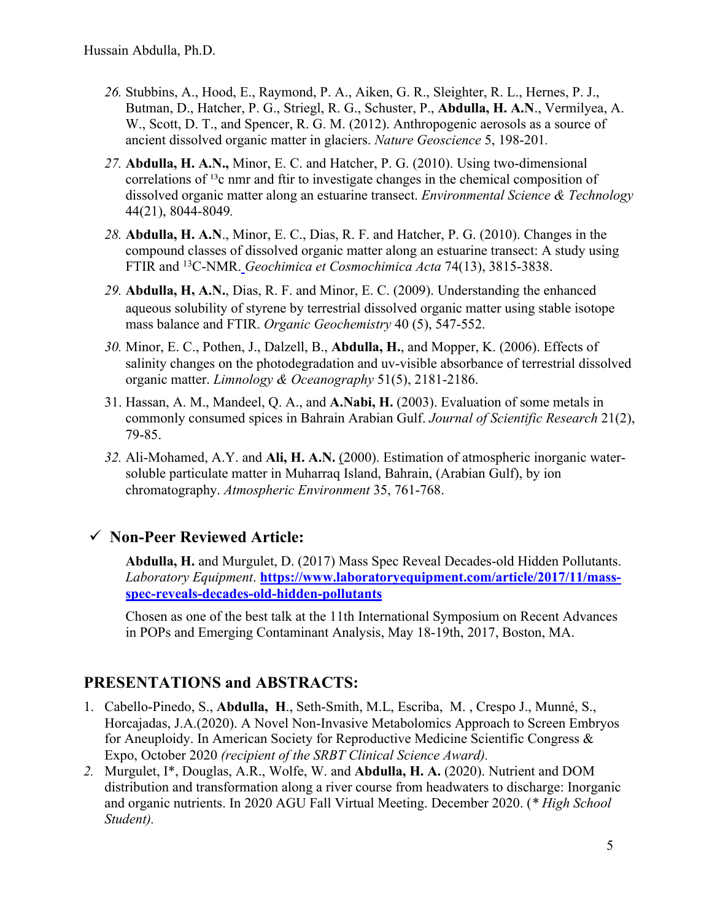26. Stubbins, A., Hood, E., Raymond, P. A., Aiken, G. R., Sleighter, R. L., Hernes, P. J., Butman, D., Hatcher, P. G., Striegl, R. G., Schuster, P., **Abdulla, H. A.N**., Vermilyea, A. W., Scott, D. T., and Spencer, R. G. M. (2012). Anthropogenic aerosols as a source of ancient dissolved organic matter in glaciers. *Nature Geoscience* 5, 198-201.
27. **Abdulla, H. A.N.,** Minor, E. C. and Hatcher, P. G. (2010). Using two-dimensional correlations of $^{13}$c nmr and ftir to investigate changes in the chemical composition of dissolved organic matter along an estuarine transect. *Environmental Science & Technology* 44(21), 8044-8049.
28. **Abdulla, H. A.N**., Minor, E. C., Dias, R. F. and Hatcher, P. G. (2010). Changes in the compound classes of dissolved organic matter along an estuarine transect: A study using FTIR and $^{13}$C-NMR. *Geochimica et Cosmochimica Acta* 74(13), 3815-3838.
29. **Abdulla, H. A.N.**, Dias, R. F. and Minor, E. C. (2009). Understanding the enhanced aqueous solubility of styrene by terrestrial dissolved organic matter using stable isotope mass balance and FTIR. *Organic Geochemistry* 40 (5), 547-552.
30. Minor, E. C., Pothen, J., Dalzell, B., **Abdulla, H.**, and Mopper, K. (2006). Effects of salinity changes on the photodegradation and uv-visible absorbance of terrestrial dissolved organic matter. *Limnology & Oceanography* 51(5), 2181-2186.
31. Hassan, A. M., Mandeel, Q. A., and **A.Nabi, H.** (2003). Evaluation of some metals in commonly consumed spices in Bahrain Arabian Gulf. *Journal of Scientific Research* 21(2), 79-85.
32. Ali-Mohamed, A.Y. and **Ali, H. A.N.** (2000). Estimation of atmospheric inorganic water-soluble particulate matter in Muharraq Island, Bahrain, (Arabian Gulf), by ion chromatography. *Atmospheric Environment* 35, 761-768.

### ✓ Non-Peer Reviewed Article:

**Abdulla, H.** and Murgulet, D. (2017) Mass Spec Reveal Decades-old Hidden Pollutants. *Laboratory Equipment*. **https://www.laboratoryequipment.com/article/2017/11/mass-spec-reveals-decades-old-hidden-pollutants**

Chosen as one of the best talk at the 11th International Symposium on Recent Advances in POPs and Emerging Contaminant Analysis, May 18-19th, 2017, Boston, MA.

## PRESENTATIONS and ABSTRACTS:

1. Cabello-Pinedo, S., **Abdulla, H**., Seth-Smith, M.L, Escriba, M. , Crespo J., Munné, S., Horcajadas, J.A.(2020). A Novel Non-Invasive Metabolomics Approach to Screen Embryos for Aneuploidy. In American Society for Reproductive Medicine Scientific Congress & Expo, October 2020 *(recipient of the SRBT Clinical Science Award).*
2. Murgulet, I*, Douglas, A.R., Wolfe, W. and **Abdulla, H. A.** (2020). Nutrient and DOM distribution and transformation along a river course from headwaters to discharge: Inorganic and organic nutrients. In 2020 AGU Fall Virtual Meeting. December 2020. (*\* High School Student).*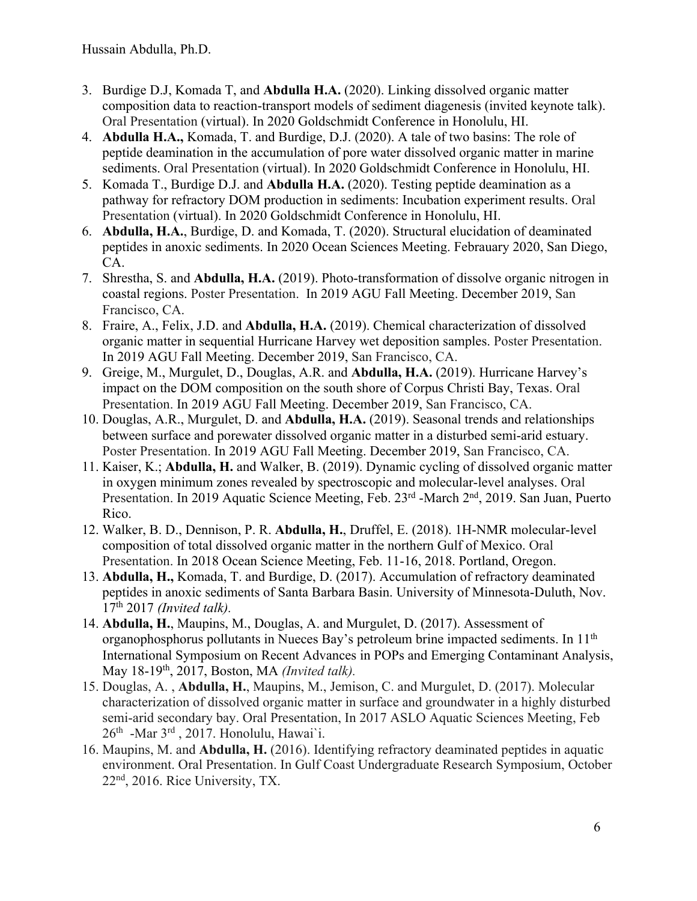3. Burdige D.J, Komada T, and **Abdulla H.A.** (2020). Linking dissolved organic matter composition data to reaction-transport models of sediment diagenesis (invited keynote talk). Oral Presentation (virtual). In 2020 Goldschmidt Conference in Honolulu, HI.
4. **Abdulla H.A.,** Komada, T. and Burdige, D.J. (2020). A tale of two basins: The role of peptide deamination in the accumulation of pore water dissolved organic matter in marine sediments. Oral Presentation (virtual). In 2020 Goldschmidt Conference in Honolulu, HI.
5. Komada T., Burdige D.J. and **Abdulla H.A.** (2020). Testing peptide deamination as a pathway for refractory DOM production in sediments: Incubation experiment results. Oral Presentation (virtual). In 2020 Goldschmidt Conference in Honolulu, HI.
6. **Abdulla, H.A.**, Burdige, D. and Komada, T. (2020). Structural elucidation of deaminated peptides in anoxic sediments. In 2020 Ocean Sciences Meeting. Febrauary 2020, San Diego, CA.
7. Shrestha, S. and **Abdulla, H.A.** (2019). Photo-transformation of dissolve organic nitrogen in coastal regions. Poster Presentation. In 2019 AGU Fall Meeting. December 2019, San Francisco, CA.
8. Fraire, A., Felix, J.D. and **Abdulla, H.A.** (2019). Chemical characterization of dissolved organic matter in sequential Hurricane Harvey wet deposition samples. Poster Presentation. In 2019 AGU Fall Meeting. December 2019, San Francisco, CA.
9. Greige, M., Murgulet, D., Douglas, A.R. and **Abdulla, H.A.** (2019). Hurricane Harvey's impact on the DOM composition on the south shore of Corpus Christi Bay, Texas. Oral Presentation. In 2019 AGU Fall Meeting. December 2019, San Francisco, CA.
10. Douglas, A.R., Murgulet, D. and **Abdulla, H.A.** (2019). Seasonal trends and relationships between surface and porewater dissolved organic matter in a disturbed semi-arid estuary. Poster Presentation. In 2019 AGU Fall Meeting. December 2019, San Francisco, CA.
11. Kaiser, K.; **Abdulla, H.** and Walker, B. (2019). Dynamic cycling of dissolved organic matter in oxygen minimum zones revealed by spectroscopic and molecular-level analyses. Oral Presentation. In 2019 Aquatic Science Meeting, Feb. 23rd -March 2nd, 2019. San Juan, Puerto Rico.
12. Walker, B. D., Dennison, P. R. **Abdulla, H.**, Druffel, E. (2018). 1H-NMR molecular-level composition of total dissolved organic matter in the northern Gulf of Mexico. Oral Presentation. In 2018 Ocean Science Meeting, Feb. 11-16, 2018. Portland, Oregon.
13. **Abdulla, H.,** Komada, T. and Burdige, D. (2017). Accumulation of refractory deaminated peptides in anoxic sediments of Santa Barbara Basin. University of Minnesota-Duluth, Nov. 17th 2017 *(Invited talk).*
14. **Abdulla, H.**, Maupins, M., Douglas, A. and Murgulet, D. (2017). Assessment of organophosphorus pollutants in Nueces Bay's petroleum brine impacted sediments. In 11th International Symposium on Recent Advances in POPs and Emerging Contaminant Analysis, May 18-19th, 2017, Boston, MA *(Invited talk).*
15. Douglas, A. , **Abdulla, H.**, Maupins, M., Jemison, C. and Murgulet, D. (2017). Molecular characterization of dissolved organic matter in surface and groundwater in a highly disturbed semi-arid secondary bay. Oral Presentation, In 2017 ASLO Aquatic Sciences Meeting, Feb 26th -Mar 3rd , 2017. Honolulu, Hawai`i.
16. Maupins, M. and **Abdulla, H.** (2016). Identifying refractory deaminated peptides in aquatic environment. Oral Presentation. In Gulf Coast Undergraduate Research Symposium, October 22nd, 2016. Rice University, TX.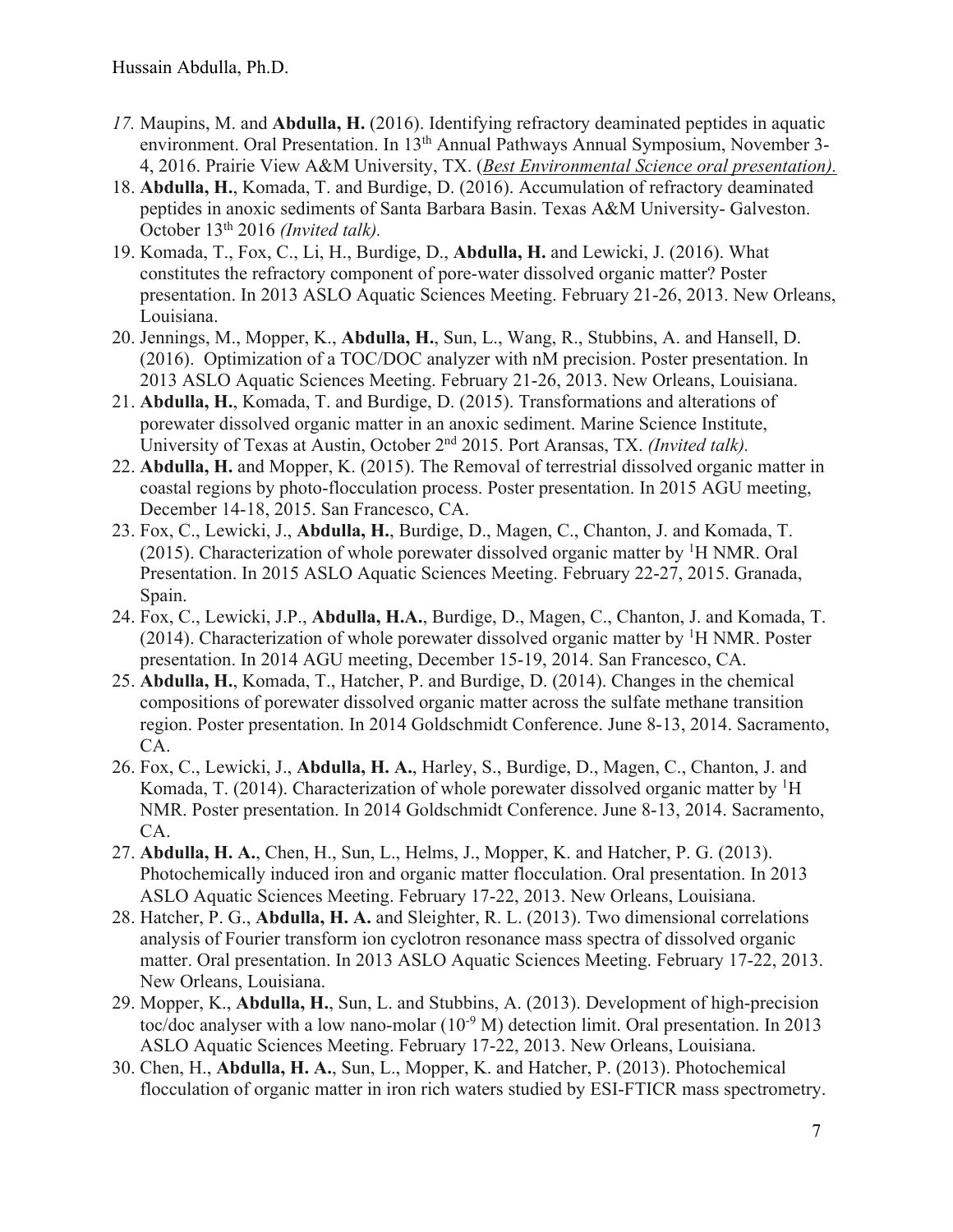17. Maupins, M. and **Abdulla, H.** (2016). Identifying refractory deaminated peptides in aquatic environment. Oral Presentation. In 13th Annual Pathways Annual Symposium, November 3-4, 2016. Prairie View A&M University, TX. (*Best Environmental Science oral presentation).*
18. **Abdulla, H.**, Komada, T. and Burdige, D. (2016). Accumulation of refractory deaminated peptides in anoxic sediments of Santa Barbara Basin. Texas A&M University- Galveston. October 13th 2016 *(Invited talk).*
19. Komada, T., Fox, C., Li, H., Burdige, D., **Abdulla, H.** and Lewicki, J. (2016). What constitutes the refractory component of pore-water dissolved organic matter? Poster presentation. In 2013 ASLO Aquatic Sciences Meeting. February 21-26, 2013. New Orleans, Louisiana.
20. Jennings, M., Mopper, K., **Abdulla, H.**, Sun, L., Wang, R., Stubbins, A. and Hansell, D. (2016). Optimization of a TOC/DOC analyzer with nM precision. Poster presentation. In 2013 ASLO Aquatic Sciences Meeting. February 21-26, 2013. New Orleans, Louisiana.
21. **Abdulla, H.**, Komada, T. and Burdige, D. (2015). Transformations and alterations of porewater dissolved organic matter in an anoxic sediment. Marine Science Institute, University of Texas at Austin, October 2nd 2015. Port Aransas, TX. *(Invited talk).*
22. **Abdulla, H.** and Mopper, K. (2015). The Removal of terrestrial dissolved organic matter in coastal regions by photo-flocculation process. Poster presentation. In 2015 AGU meeting, December 14-18, 2015. San Francesco, CA.
23. Fox, C., Lewicki, J., **Abdulla, H.**, Burdige, D., Magen, C., Chanton, J. and Komada, T. (2015). Characterization of whole porewater dissolved organic matter by $^{1}$H NMR. Oral Presentation. In 2015 ASLO Aquatic Sciences Meeting. February 22-27, 2015. Granada, Spain.
24. Fox, C., Lewicki, J.P., **Abdulla, H.A.**, Burdige, D., Magen, C., Chanton, J. and Komada, T. (2014). Characterization of whole porewater dissolved organic matter by $^{1}$H NMR. Poster presentation. In 2014 AGU meeting, December 15-19, 2014. San Francesco, CA.
25. **Abdulla, H.**, Komada, T., Hatcher, P. and Burdige, D. (2014). Changes in the chemical compositions of porewater dissolved organic matter across the sulfate methane transition region. Poster presentation. In 2014 Goldschmidt Conference. June 8-13, 2014. Sacramento, CA.
26. Fox, C., Lewicki, J., **Abdulla, H. A.**, Harley, S., Burdige, D., Magen, C., Chanton, J. and Komada, T. (2014). Characterization of whole porewater dissolved organic matter by $^{1}$H NMR. Poster presentation. In 2014 Goldschmidt Conference. June 8-13, 2014. Sacramento, CA.
27. **Abdulla, H. A.**, Chen, H., Sun, L., Helms, J., Mopper, K. and Hatcher, P. G. (2013). Photochemically induced iron and organic matter flocculation. Oral presentation. In 2013 ASLO Aquatic Sciences Meeting. February 17-22, 2013. New Orleans, Louisiana.
28. Hatcher, P. G., **Abdulla, H. A.** and Sleighter, R. L. (2013). Two dimensional correlations analysis of Fourier transform ion cyclotron resonance mass spectra of dissolved organic matter. Oral presentation. In 2013 ASLO Aquatic Sciences Meeting. February 17-22, 2013. New Orleans, Louisiana.
29. Mopper, K., **Abdulla, H.**, Sun, L. and Stubbins, A. (2013). Development of high-precision toc/doc analyser with a low nano-molar ($10^{-9}$ M) detection limit. Oral presentation. In 2013 ASLO Aquatic Sciences Meeting. February 17-22, 2013. New Orleans, Louisiana.
30. Chen, H., **Abdulla, H. A.**, Sun, L., Mopper, K. and Hatcher, P. (2013). Photochemical flocculation of organic matter in iron rich waters studied by ESI-FTICR mass spectrometry.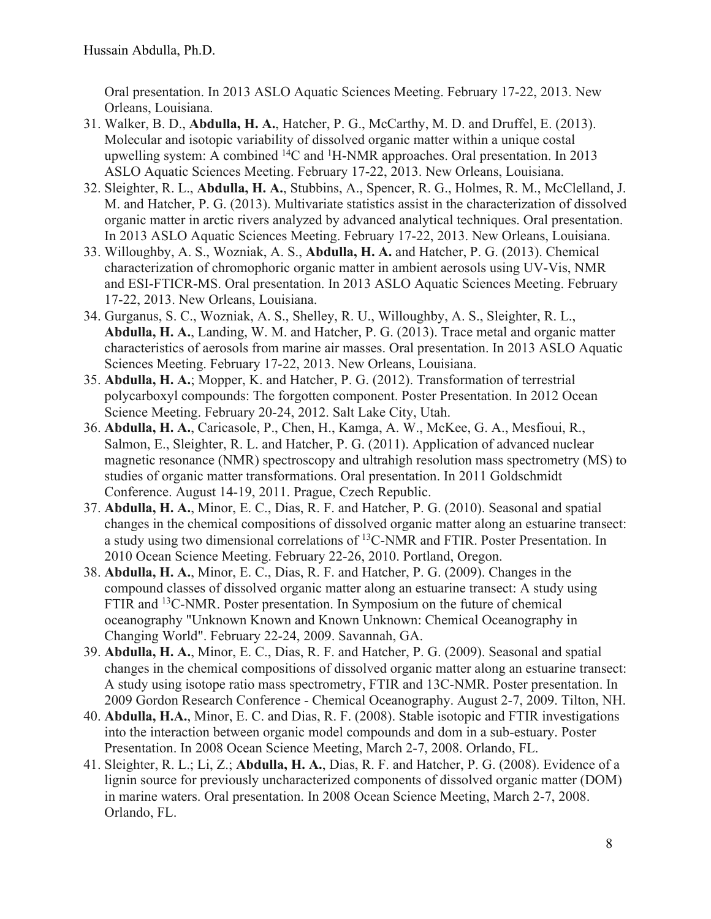Oral presentation. In 2013 ASLO Aquatic Sciences Meeting. February 17-22, 2013. New Orleans, Louisiana.

31. Walker, B. D., **Abdulla, H. A.**, Hatcher, P. G., McCarthy, M. D. and Druffel, E. (2013). Molecular and isotopic variability of dissolved organic matter within a unique costal upwelling system: A combined $^{14}$C and $^{1}$H-NMR approaches. Oral presentation. In 2013 ASLO Aquatic Sciences Meeting. February 17-22, 2013. New Orleans, Louisiana.
32. Sleighter, R. L., **Abdulla, H. A.**, Stubbins, A., Spencer, R. G., Holmes, R. M., McClelland, J. M. and Hatcher, P. G. (2013). Multivariate statistics assist in the characterization of dissolved organic matter in arctic rivers analyzed by advanced analytical techniques. Oral presentation. In 2013 ASLO Aquatic Sciences Meeting. February 17-22, 2013. New Orleans, Louisiana.
33. Willoughby, A. S., Wozniak, A. S., **Abdulla, H. A.** and Hatcher, P. G. (2013). Chemical characterization of chromophoric organic matter in ambient aerosols using UV-Vis, NMR and ESI-FTICR-MS. Oral presentation. In 2013 ASLO Aquatic Sciences Meeting. February 17-22, 2013. New Orleans, Louisiana.
34. Gurganus, S. C., Wozniak, A. S., Shelley, R. U., Willoughby, A. S., Sleighter, R. L., **Abdulla, H. A.**, Landing, W. M. and Hatcher, P. G. (2013). Trace metal and organic matter characteristics of aerosols from marine air masses. Oral presentation. In 2013 ASLO Aquatic Sciences Meeting. February 17-22, 2013. New Orleans, Louisiana.
35. **Abdulla, H. A.**; Mopper, K. and Hatcher, P. G. (2012). Transformation of terrestrial polycarboxyl compounds: The forgotten component. Poster Presentation. In 2012 Ocean Science Meeting. February 20-24, 2012. Salt Lake City, Utah.
36. **Abdulla, H. A.**, Caricasole, P., Chen, H., Kamga, A. W., McKee, G. A., Mesfioui, R., Salmon, E., Sleighter, R. L. and Hatcher, P. G. (2011). Application of advanced nuclear magnetic resonance (NMR) spectroscopy and ultrahigh resolution mass spectrometry (MS) to studies of organic matter transformations. Oral presentation. In 2011 Goldschmidt Conference. August 14-19, 2011. Prague, Czech Republic.
37. **Abdulla, H. A.**, Minor, E. C., Dias, R. F. and Hatcher, P. G. (2010). Seasonal and spatial changes in the chemical compositions of dissolved organic matter along an estuarine transect: a study using two dimensional correlations of $^{13}$C-NMR and FTIR. Poster Presentation. In 2010 Ocean Science Meeting. February 22-26, 2010. Portland, Oregon.
38. **Abdulla, H. A.**, Minor, E. C., Dias, R. F. and Hatcher, P. G. (2009). Changes in the compound classes of dissolved organic matter along an estuarine transect: A study using FTIR and $^{13}$C-NMR. Poster presentation. In Symposium on the future of chemical oceanography "Unknown Known and Known Unknown: Chemical Oceanography in Changing World". February 22-24, 2009. Savannah, GA.
39. **Abdulla, H. A.**, Minor, E. C., Dias, R. F. and Hatcher, P. G. (2009). Seasonal and spatial changes in the chemical compositions of dissolved organic matter along an estuarine transect: A study using isotope ratio mass spectrometry, FTIR and 13C-NMR. Poster presentation. In 2009 Gordon Research Conference - Chemical Oceanography. August 2-7, 2009. Tilton, NH.
40. **Abdulla, H.A.**, Minor, E. C. and Dias, R. F. (2008). Stable isotopic and FTIR investigations into the interaction between organic model compounds and dom in a sub-estuary. Poster Presentation. In 2008 Ocean Science Meeting, March 2-7, 2008. Orlando, FL.
41. Sleighter, R. L.; Li, Z.; **Abdulla, H. A.**, Dias, R. F. and Hatcher, P. G. (2008). Evidence of a lignin source for previously uncharacterized components of dissolved organic matter (DOM) in marine waters. Oral presentation. In 2008 Ocean Science Meeting, March 2-7, 2008. Orlando, FL.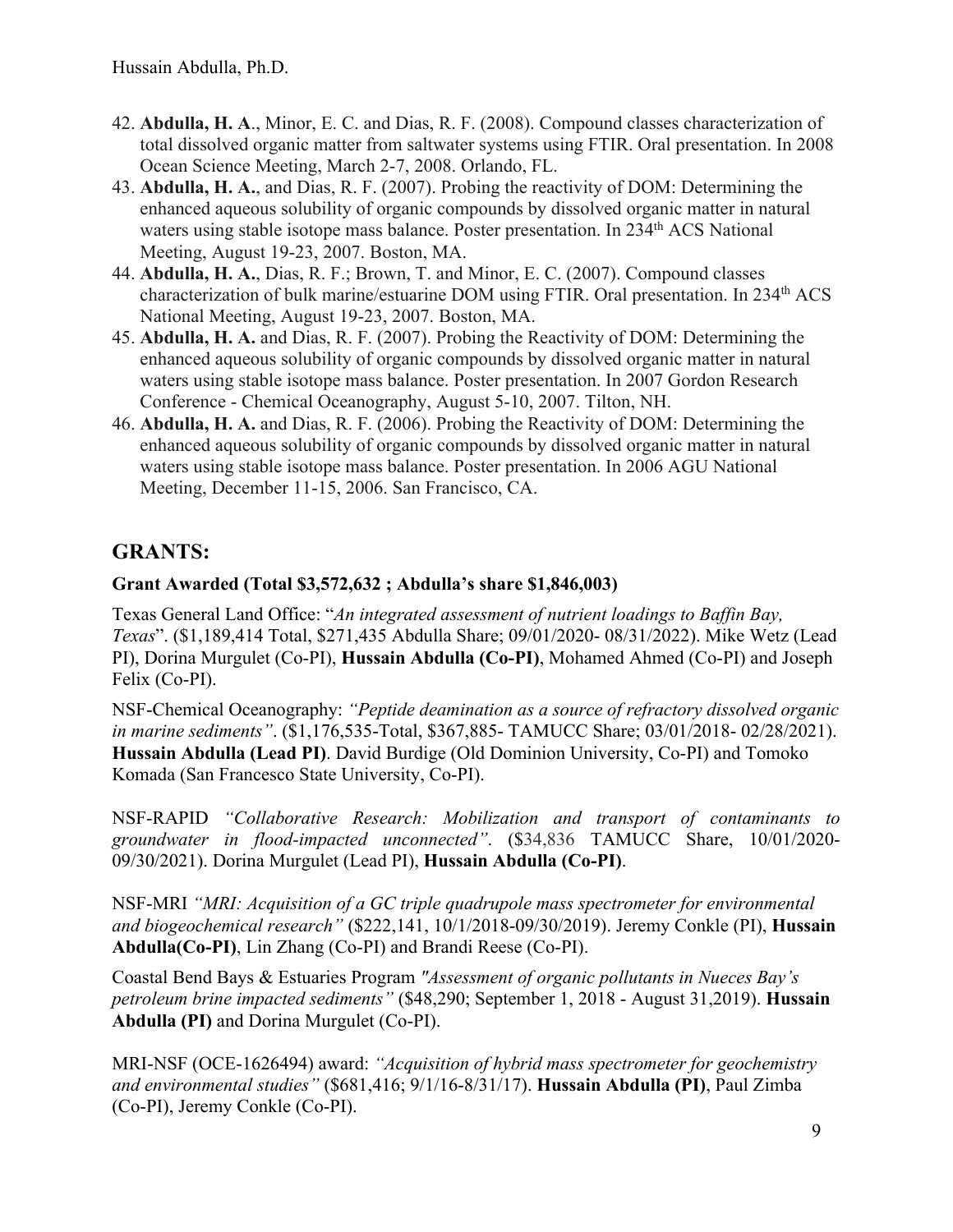42. **Abdulla, H. A**., Minor, E. C. and Dias, R. F. (2008). Compound classes characterization of total dissolved organic matter from saltwater systems using FTIR. Oral presentation. In 2008 Ocean Science Meeting, March 2-7, 2008. Orlando, FL.
43. **Abdulla, H. A.**, and Dias, R. F. (2007). Probing the reactivity of DOM: Determining the enhanced aqueous solubility of organic compounds by dissolved organic matter in natural waters using stable isotope mass balance. Poster presentation. In 234th ACS National Meeting, August 19-23, 2007. Boston, MA.
44. **Abdulla, H. A.**, Dias, R. F.; Brown, T. and Minor, E. C. (2007). Compound classes characterization of bulk marine/estuarine DOM using FTIR. Oral presentation. In 234th ACS National Meeting, August 19-23, 2007. Boston, MA.
45. **Abdulla, H. A.** and Dias, R. F. (2007). Probing the Reactivity of DOM: Determining the enhanced aqueous solubility of organic compounds by dissolved organic matter in natural waters using stable isotope mass balance. Poster presentation. In 2007 Gordon Research Conference - Chemical Oceanography, August 5-10, 2007. Tilton, NH.
46. **Abdulla, H. A.** and Dias, R. F. (2006). Probing the Reactivity of DOM: Determining the enhanced aqueous solubility of organic compounds by dissolved organic matter in natural waters using stable isotope mass balance. Poster presentation. In 2006 AGU National Meeting, December 11-15, 2006. San Francisco, CA.

## GRANTS:

**Grant Awarded (Total $3,572,632 ; Abdulla's share $1,846,003)**

Texas General Land Office: "*An integrated assessment of nutrient loadings to Baffin Bay, Texas*". ($1,189,414 Total, $271,435 Abdulla Share; 09/01/2020- 08/31/2022). Mike Wetz (Lead PI), Dorina Murgulet (Co-PI), **Hussain Abdulla (Co-PI)**, Mohamed Ahmed (Co-PI) and Joseph Felix (Co-PI).

NSF-Chemical Oceanography: *"Peptide deamination as a source of refractory dissolved organic in marine sediments"*. ($1,176,535-Total, $367,885- TAMUCC Share; 03/01/2018- 02/28/2021). **Hussain Abdulla (Lead PI)**. David Burdige (Old Dominion University, Co-PI) and Tomoko Komada (San Francesco State University, Co-PI).

NSF-RAPID *"Collaborative Research: Mobilization and transport of contaminants to groundwater in flood-impacted unconnected"*. ($34,836 TAMUCC Share, 10/01/2020-09/30/2021). Dorina Murgulet (Lead PI), **Hussain Abdulla (Co-PI)**.

NSF-MRI *"MRI: Acquisition of a GC triple quadrupole mass spectrometer for environmental and biogeochemical research"* ($222,141, 10/1/2018-09/30/2019). Jeremy Conkle (PI), **Hussain Abdulla(Co-PI)**, Lin Zhang (Co-PI) and Brandi Reese (Co-PI).

Coastal Bend Bays & Estuaries Program *"Assessment of organic pollutants in Nueces Bay's petroleum brine impacted sediments"* ($48,290; September 1, 2018 - August 31,2019). **Hussain Abdulla (PI)** and Dorina Murgulet (Co-PI).

MRI-NSF (OCE-1626494) award: *"Acquisition of hybrid mass spectrometer for geochemistry and environmental studies"* ($681,416; 9/1/16-8/31/17). **Hussain Abdulla (PI)**, Paul Zimba (Co-PI), Jeremy Conkle (Co-PI).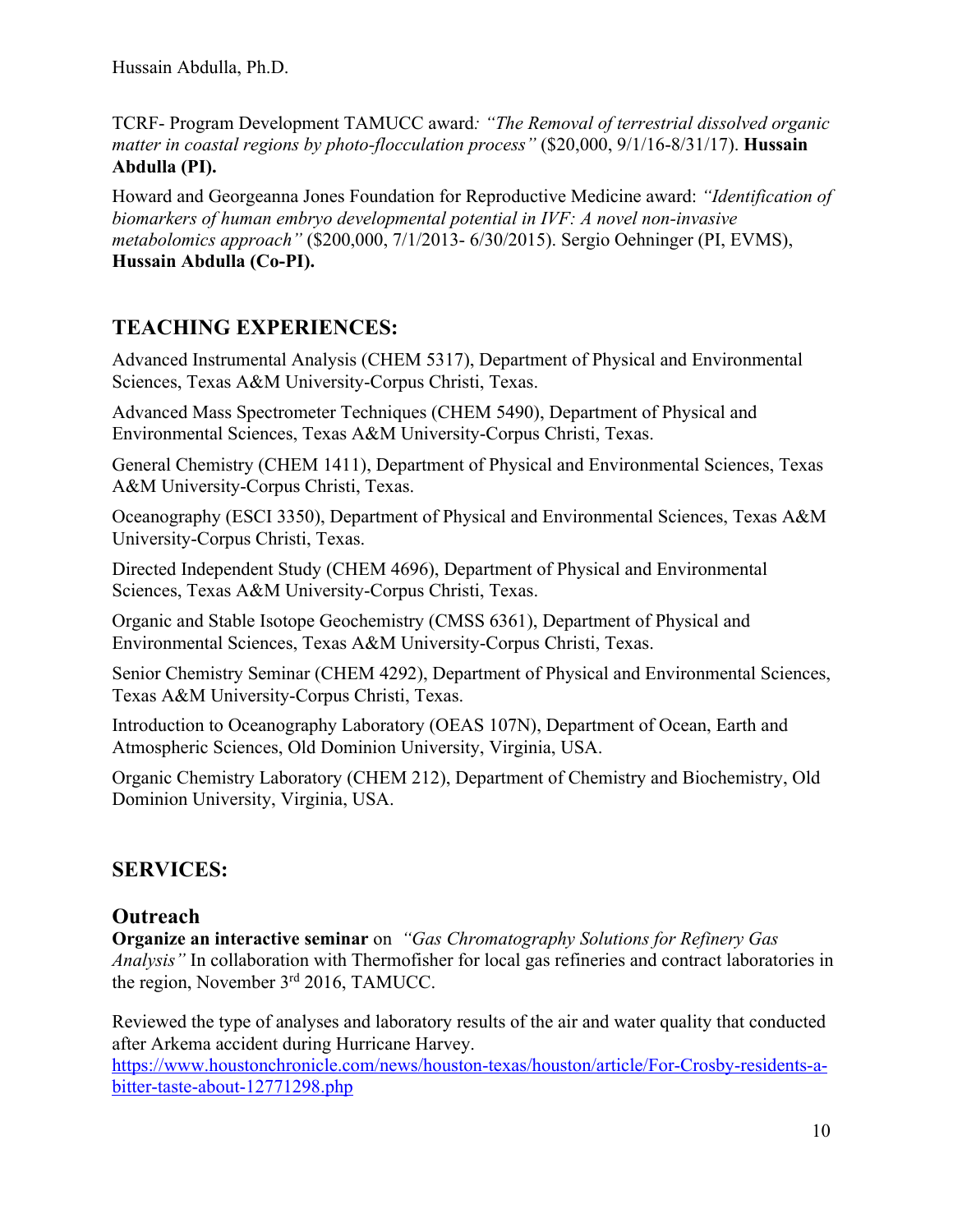TCRF- Program Development TAMUCC award*: "The Removal of terrestrial dissolved organic matter in coastal regions by photo-flocculation process"* ($20,000, 9/1/16-8/31/17). **Hussain Abdulla (PI).**

Howard and Georgeanna Jones Foundation for Reproductive Medicine award: *"Identification of biomarkers of human embryo developmental potential in IVF: A novel non-invasive metabolomics approach"* ($200,000, 7/1/2013- 6/30/2015). Sergio Oehninger (PI, EVMS), **Hussain Abdulla (Co-PI).**

## TEACHING EXPERIENCES:

Advanced Instrumental Analysis (CHEM 5317), Department of Physical and Environmental Sciences, Texas A&M University-Corpus Christi, Texas.

Advanced Mass Spectrometer Techniques (CHEM 5490), Department of Physical and Environmental Sciences, Texas A&M University-Corpus Christi, Texas.

General Chemistry (CHEM 1411), Department of Physical and Environmental Sciences, Texas A&M University-Corpus Christi, Texas.

Oceanography (ESCI 3350), Department of Physical and Environmental Sciences, Texas A&M University-Corpus Christi, Texas.

Directed Independent Study (CHEM 4696), Department of Physical and Environmental Sciences, Texas A&M University-Corpus Christi, Texas.

Organic and Stable Isotope Geochemistry (CMSS 6361), Department of Physical and Environmental Sciences, Texas A&M University-Corpus Christi, Texas.

Senior Chemistry Seminar (CHEM 4292), Department of Physical and Environmental Sciences, Texas A&M University-Corpus Christi, Texas.

Introduction to Oceanography Laboratory (OEAS 107N), Department of Ocean, Earth and Atmospheric Sciences, Old Dominion University, Virginia, USA.

Organic Chemistry Laboratory (CHEM 212), Department of Chemistry and Biochemistry, Old Dominion University, Virginia, USA.

## SERVICES:

### Outreach

**Organize an interactive seminar** on *"Gas Chromatography Solutions for Refinery Gas Analysis"* In collaboration with Thermofisher for local gas refineries and contract laboratories in the region, November 3rd 2016, TAMUCC.

Reviewed the type of analyses and laboratory results of the air and water quality that conducted after Arkema accident during Hurricane Harvey.
https://www.houstonchronicle.com/news/houston-texas/houston/article/For-Crosby-residents-a-bitter-taste-about-12771298.php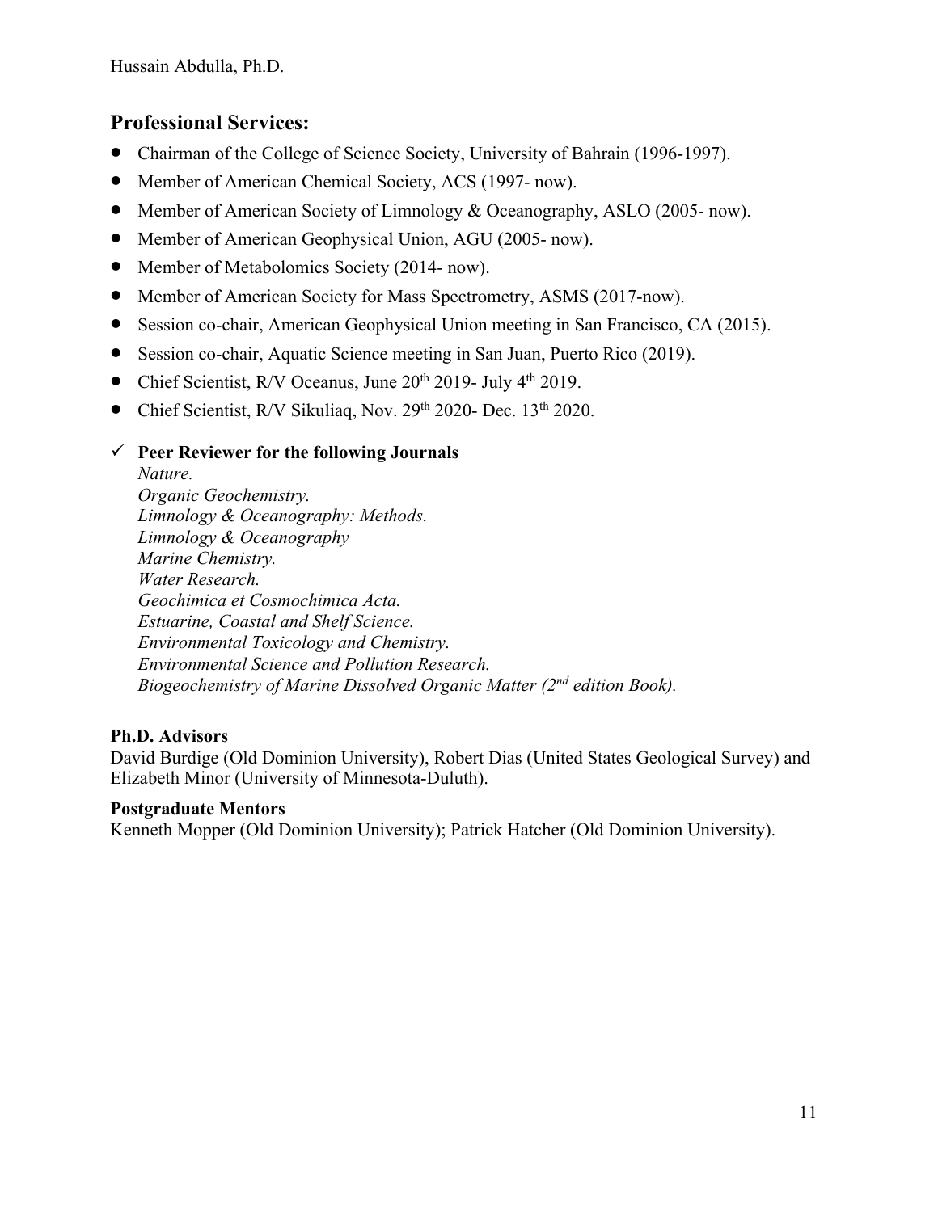## Professional Services:

- Chairman of the College of Science Society, University of Bahrain (1996-1997).
- Member of American Chemical Society, ACS (1997- now).
- Member of American Society of Limnology & Oceanography, ASLO (2005- now).
- Member of American Geophysical Union, AGU (2005- now).
- Member of Metabolomics Society (2014- now).
- Member of American Society for Mass Spectrometry, ASMS (2017-now).
- Session co-chair, American Geophysical Union meeting in San Francisco, CA (2015).
- Session co-chair, Aquatic Science meeting in San Juan, Puerto Rico (2019).
- Chief Scientist, R/V Oceanus, June 20th 2019- July 4th 2019.
- Chief Scientist, R/V Sikuliaq, Nov. 29th 2020- Dec. 13th 2020.

✓ **Peer Reviewer for the following Journals**

*Nature.*
*Organic Geochemistry.*
*Limnology & Oceanography: Methods.*
*Limnology & Oceanography*
*Marine Chemistry.*
*Water Research.*
*Geochimica et Cosmochimica Acta.*
*Estuarine, Coastal and Shelf Science.*
*Environmental Toxicology and Chemistry.*
*Environmental Science and Pollution Research.*
*Biogeochemistry of Marine Dissolved Organic Matter (2nd edition Book).*

**Ph.D. Advisors**

David Burdige (Old Dominion University), Robert Dias (United States Geological Survey) and Elizabeth Minor (University of Minnesota-Duluth).

**Postgraduate Mentors**

Kenneth Mopper (Old Dominion University); Patrick Hatcher (Old Dominion University).